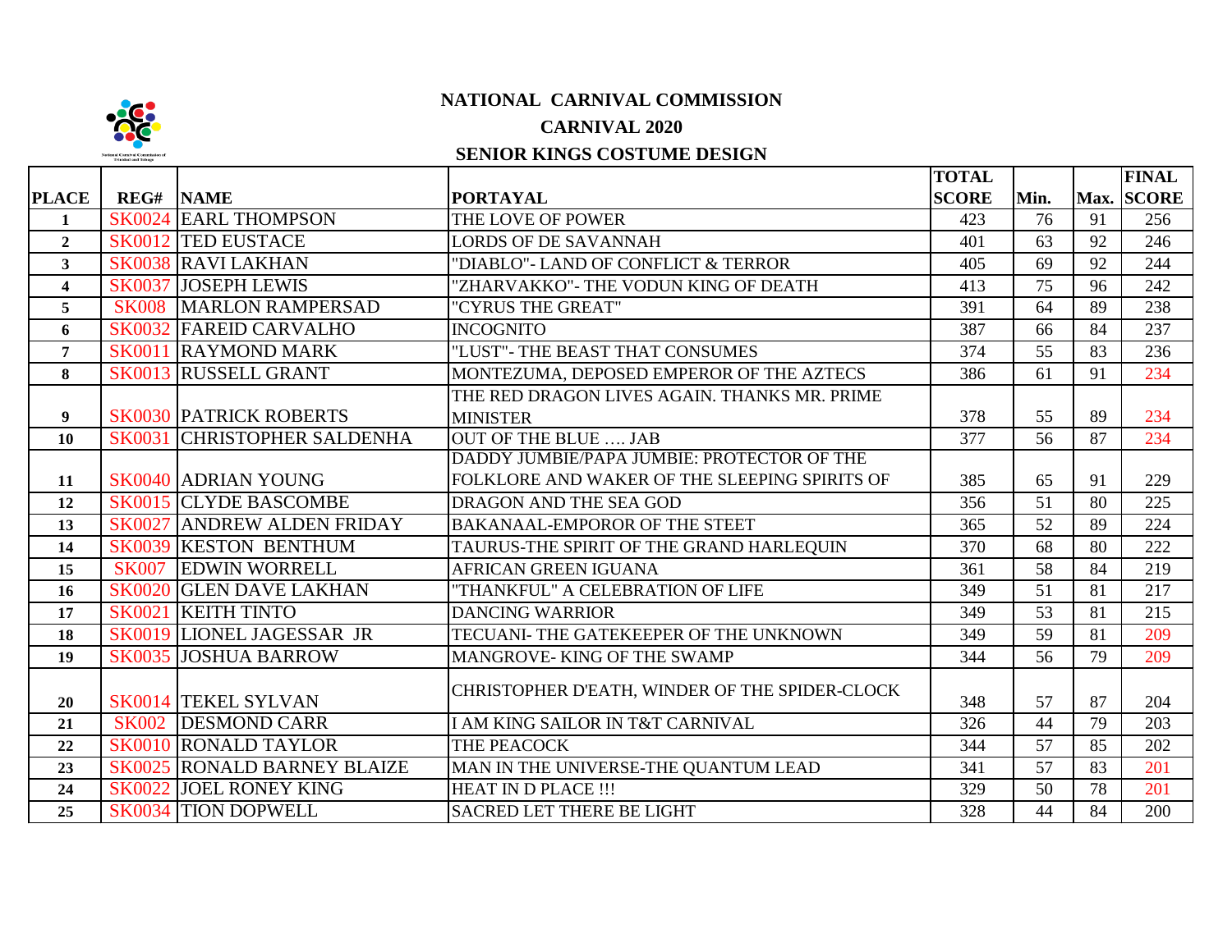# NATIONAL CARNIVAL COMMISSION

## CARNIVAL 2020

### SENIOR KINGS COSTUME DESIGN

| PLACE | REG# | NAME | PORTAYAL | TOTAL SCORE | Min. | Max. | FINAL SCORE |
|---|---|---|---|---|---|---|---|
| 1 | SK0024 | EARL THOMPSON | THE LOVE OF POWER | 423 | 76 | 91 | 256 |
| 2 | SK0012 | TED EUSTACE | LORDS OF DE SAVANNAH | 401 | 63 | 92 | 246 |
| 3 | SK0038 | RAVI LAKHAN | "DIABLO"- LAND OF CONFLICT & TERROR | 405 | 69 | 92 | 244 |
| 4 | SK0037 | JOSEPH LEWIS | "ZHARVAKKO"- THE VODUN KING OF DEATH | 413 | 75 | 96 | 242 |
| 5 | SK008 | MARLON RAMPERSAD | "CYRUS THE GREAT" | 391 | 64 | 89 | 238 |
| 6 | SK0032 | FAREID CARVALHO | INCOGNITO | 387 | 66 | 84 | 237 |
| 7 | SK0011 | RAYMOND MARK | "LUST"- THE BEAST THAT CONSUMES | 374 | 55 | 83 | 236 |
| 8 | SK0013 | RUSSELL GRANT | MONTEZUMA, DEPOSED EMPEROR OF THE AZTECS | 386 | 61 | 91 | 234 |
| 9 | SK0030 | PATRICK ROBERTS | THE RED DRAGON LIVES AGAIN. THANKS MR. PRIME MINISTER | 378 | 55 | 89 | 234 |
| 10 | SK0031 | CHRISTOPHER SALDENHA | OUT OF THE BLUE …. JAB | 377 | 56 | 87 | 234 |
| 11 | SK0040 | ADRIAN YOUNG | DADDY JUMBIE/PAPA JUMBIE: PROTECTOR OF THE FOLKLORE AND WAKER OF THE SLEEPING SPIRITS OF | 385 | 65 | 91 | 229 |
| 12 | SK0015 | CLYDE BASCOMBE | DRAGON AND THE SEA GOD | 356 | 51 | 80 | 225 |
| 13 | SK0027 | ANDREW ALDEN FRIDAY | BAKANAAL-EMPOROR OF THE STEET | 365 | 52 | 89 | 224 |
| 14 | SK0039 | KESTON BENTHUM | TAURUS-THE SPIRIT OF THE GRAND HARLEQUIN | 370 | 68 | 80 | 222 |
| 15 | SK007 | EDWIN WORRELL | AFRICAN GREEN IGUANA | 361 | 58 | 84 | 219 |
| 16 | SK0020 | GLEN DAVE LAKHAN | "THANKFUL" A CELEBRATION OF LIFE | 349 | 51 | 81 | 217 |
| 17 | SK0021 | KEITH TINTO | DANCING WARRIOR | 349 | 53 | 81 | 215 |
| 18 | SK0019 | LIONEL JAGESSAR JR | TECUANI- THE GATEKEEPER OF THE UNKNOWN | 349 | 59 | 81 | 209 |
| 19 | SK0035 | JOSHUA BARROW | MANGROVE- KING OF THE SWAMP | 344 | 56 | 79 | 209 |
| 20 | SK0014 | TEKEL SYLVAN | CHRISTOPHER D'EATH, WINDER OF THE SPIDER-CLOCK | 348 | 57 | 87 | 204 |
| 21 | SK002 | DESMOND CARR | I AM KING SAILOR IN T&T CARNIVAL | 326 | 44 | 79 | 203 |
| 22 | SK0010 | RONALD TAYLOR | THE PEACOCK | 344 | 57 | 85 | 202 |
| 23 | SK0025 | RONALD BARNEY BLAIZE | MAN IN THE UNIVERSE-THE QUANTUM LEAD | 341 | 57 | 83 | 201 |
| 24 | SK0022 | JOEL RONEY KING | HEAT IN D PLACE !!! | 329 | 50 | 78 | 201 |
| 25 | SK0034 | TION DOPWELL | SACRED LET THERE BE LIGHT | 328 | 44 | 84 | 200 |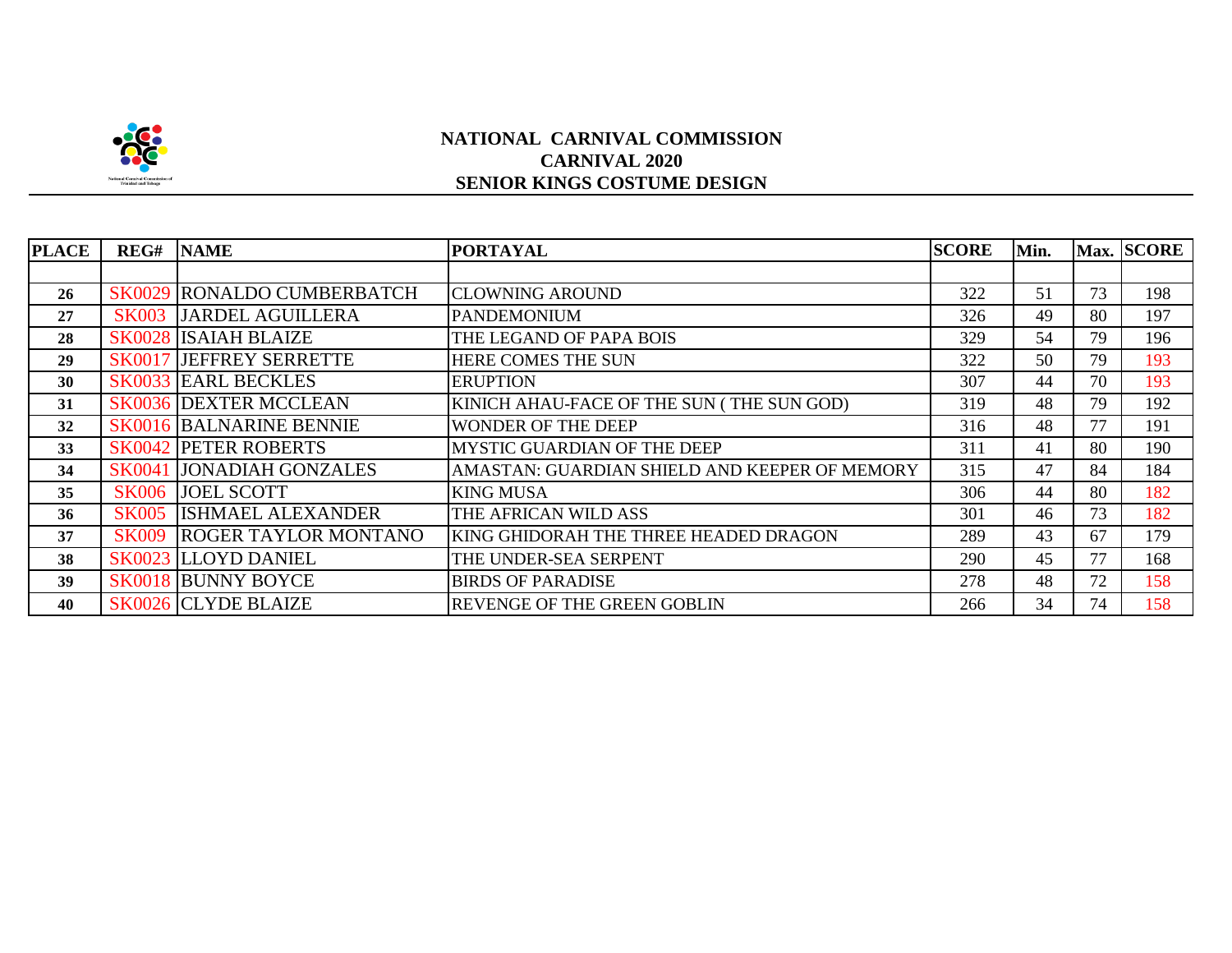# NATIONAL CARNIVAL COMMISSION
## CARNIVAL 2020
## SENIOR KINGS COSTUME DESIGN

| PLACE | REG# | NAME | PORTAYAL | SCORE | Min. | Max. | SCORE |
|---|---|---|---|---|---|---|---|
| | | | | | | | |
| 26 | SK0029 | RONALDO CUMBERBATCH | CLOWNING AROUND | 322 | 51 | 73 | 198 |
| 27 | SK003 | JARDEL AGUILLERA | PANDEMONIUM | 326 | 49 | 80 | 197 |
| 28 | SK0028 | ISAIAH BLAIZE | THE LEGAND OF PAPA BOIS | 329 | 54 | 79 | 196 |
| 29 | SK0017 | JEFFREY SERRETTE | HERE COMES THE SUN | 322 | 50 | 79 | 193 |
| 30 | SK0033 | EARL BECKLES | ERUPTION | 307 | 44 | 70 | 193 |
| 31 | SK0036 | DEXTER MCCLEAN | KINICH AHAU-FACE OF THE SUN ( THE SUN GOD) | 319 | 48 | 79 | 192 |
| 32 | SK0016 | BALNARINE BENNIE | WONDER OF THE DEEP | 316 | 48 | 77 | 191 |
| 33 | SK0042 | PETER ROBERTS | MYSTIC GUARDIAN OF THE DEEP | 311 | 41 | 80 | 190 |
| 34 | SK0041 | JONADIAH GONZALES | AMASTAN: GUARDIAN SHIELD AND KEEPER OF MEMORY | 315 | 47 | 84 | 184 |
| 35 | SK006 | JOEL SCOTT | KING MUSA | 306 | 44 | 80 | 182 |
| 36 | SK005 | ISHMAEL ALEXANDER | THE AFRICAN WILD ASS | 301 | 46 | 73 | 182 |
| 37 | SK009 | ROGER TAYLOR MONTANO | KING GHIDORAH THE THREE HEADED DRAGON | 289 | 43 | 67 | 179 |
| 38 | SK0023 | LLOYD DANIEL | THE UNDER-SEA SERPENT | 290 | 45 | 77 | 168 |
| 39 | SK0018 | BUNNY BOYCE | BIRDS OF PARADISE | 278 | 48 | 72 | 158 |
| 40 | SK0026 | CLYDE BLAIZE | REVENGE OF THE GREEN GOBLIN | 266 | 34 | 74 | 158 |